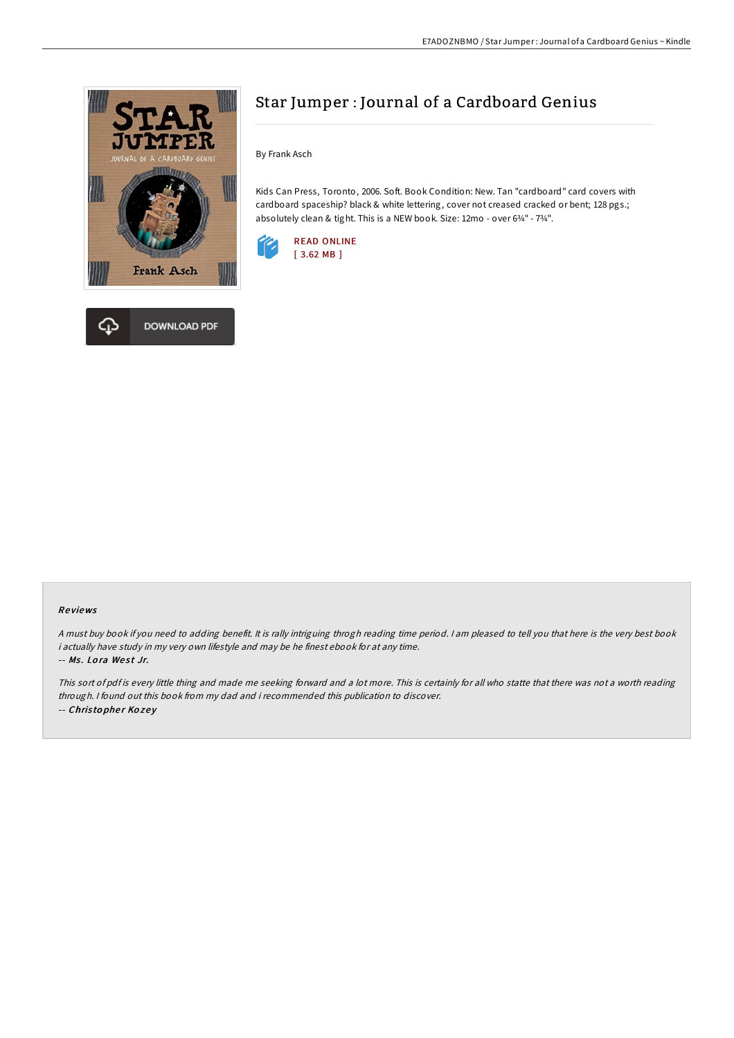# Star Jumper : Journal of a Cardboard Genius

By Frank Asch

Kids Can Press, Toronto, 2006. Soft. Book Condition: New. Tan "cardboard" card covers with cardboard spaceship? black & white lettering, cover not creased cracked or bent; 128 pgs.; absolutely clean & tight. This is a NEW book. Size: 12mo - over 6¾" - 7¾".

READ ONLINE
[ 3.62 MB ]

DOWNLOAD PDF

## Reviews

*A must buy book if you need to adding benefit. It is rally intriguing throgh reading time period. I am pleased to tell you that here is the very best book i actually have study in my very own lifestyle and may be he finest ebook for at any time.*

-- ***Ms. Lora West Jr.***

*This sort of pdf is every little thing and made me seeking forward and a lot more. This is certainly for all who statte that there was not a worth reading through. I found out this book from my dad and i recommended this publication to discover.*

-- ***Christopher Kozey***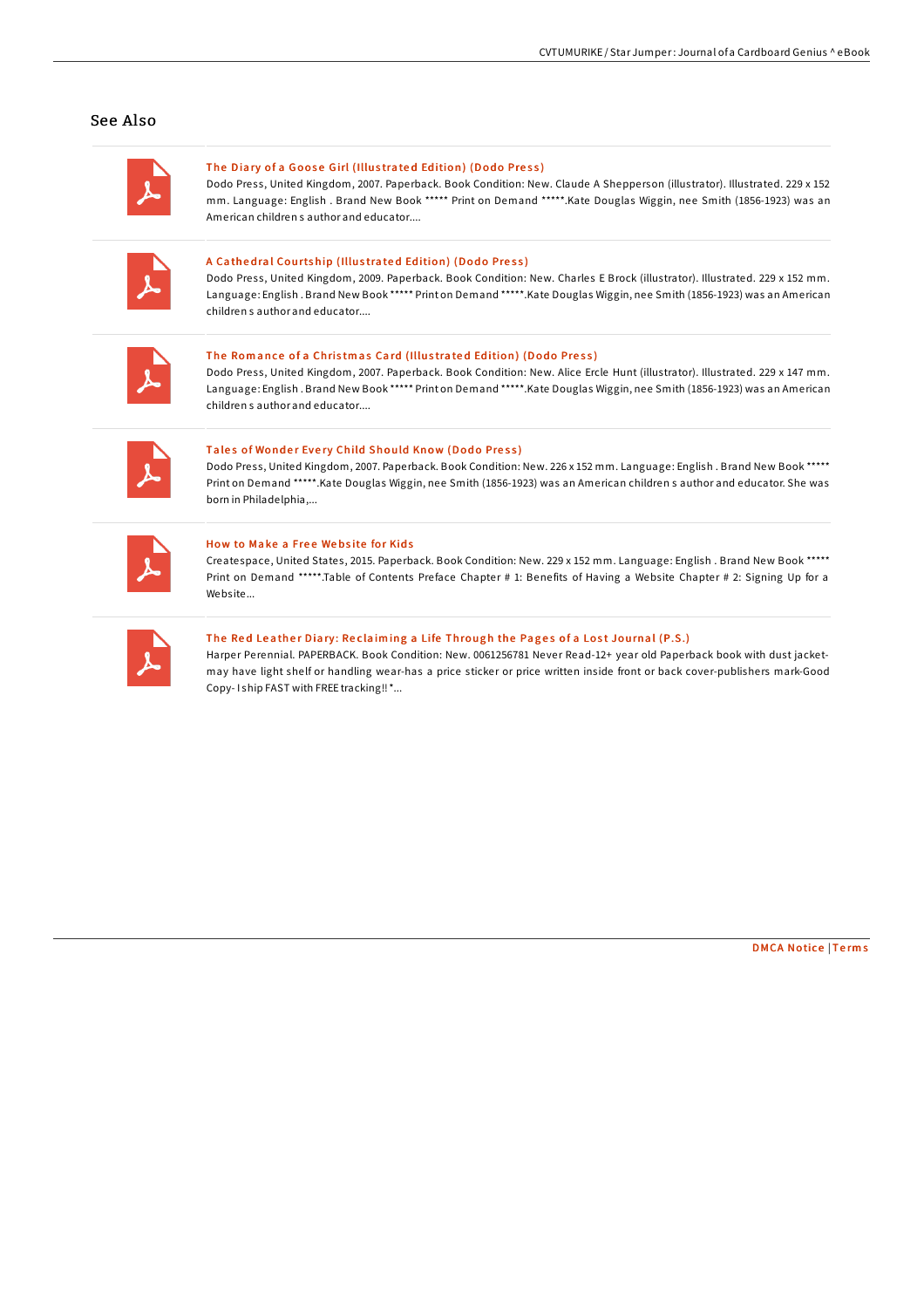## See Also

### The Diary of a Goose Girl (Illustrated Edition) (Dodo Press)

Dodo Press, United Kingdom, 2007. Paperback. Book Condition: New. Claude A Shepperson (illustrator). Illustrated. 229 x 152 mm. Language: English . Brand New Book ***** Print on Demand *****.Kate Douglas Wiggin, nee Smith (1856-1923) was an American children s author and educator....

### A Cathedral Courtship (Illustrated Edition) (Dodo Press)

Dodo Press, United Kingdom, 2009. Paperback. Book Condition: New. Charles E Brock (illustrator). Illustrated. 229 x 152 mm. Language: English . Brand New Book ***** Print on Demand *****.Kate Douglas Wiggin, nee Smith (1856-1923) was an American children s author and educator....

### The Romance of a Christmas Card (Illustrated Edition) (Dodo Press)

Dodo Press, United Kingdom, 2007. Paperback. Book Condition: New. Alice Ercle Hunt (illustrator). Illustrated. 229 x 147 mm. Language: English . Brand New Book ***** Print on Demand *****.Kate Douglas Wiggin, nee Smith (1856-1923) was an American children s author and educator....

### Tales of Wonder Every Child Should Know (Dodo Press)

Dodo Press, United Kingdom, 2007. Paperback. Book Condition: New. 226 x 152 mm. Language: English . Brand New Book ***** Print on Demand *****.Kate Douglas Wiggin, nee Smith (1856-1923) was an American children s author and educator. She was born in Philadelphia,...

### How to Make a Free Website for Kids

Createspace, United States, 2015. Paperback. Book Condition: New. 229 x 152 mm. Language: English . Brand New Book ***** Print on Demand *****.Table of Contents Preface Chapter # 1: Benefits of Having a Website Chapter # 2: Signing Up for a Website...

### The Red Leather Diary: Reclaiming a Life Through the Pages of a Lost Journal (P.S.)

Harper Perennial. PAPERBACK. Book Condition: New. 0061256781 Never Read-12+ year old Paperback book with dust jacket-may have light shelf or handling wear-has a price sticker or price written inside front or back cover-publishers mark-Good Copy- I ship FAST with FREE tracking!! *...

DMCA Notice | Terms